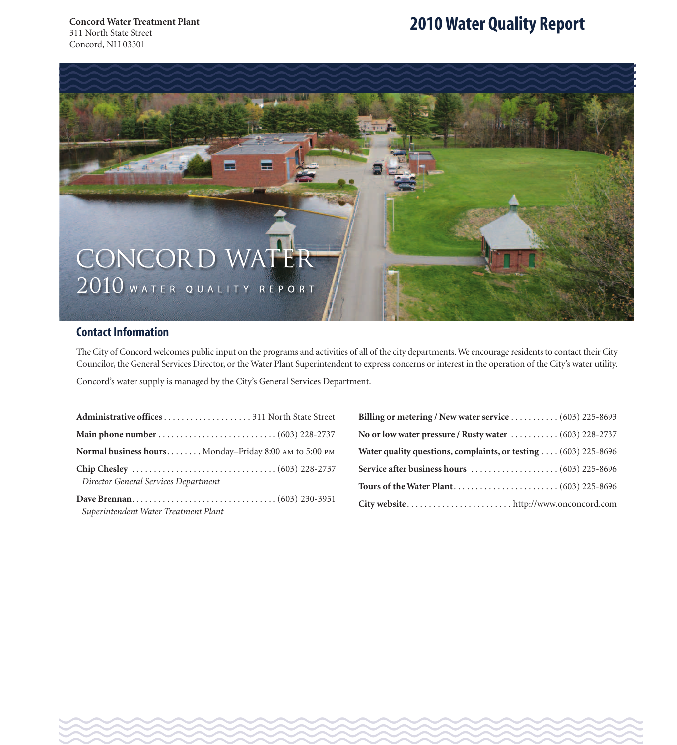**Concord Water Treatment Plant**
311 North State Street
Concord, NH 03301

# 2010 Water Quality Report

CONCORD WATER
2010 WATER QUALITY REPORT

## Contact Information

The City of Concord welcomes public input on the programs and activities of all of the city departments. We encourage residents to contact their City Councilor, the General Services Director, or the Water Plant Superintendent to express concerns or interest in the operation of the City's water utility.

Concord's water supply is managed by the City's General Services Department.

**Administrative offices** .................... 311 North State Street

**Main phone number** ........................... (603) 228-2737

**Normal business hours** ........ Monday–Friday 8:00 AM to 5:00 PM

**Chip Chesley** ................................. (603) 228-2737
*Director General Services Department*

**Dave Brennan** ................................. (603) 230-3951
*Superintendent Water Treatment Plant*

**Billing or metering / New water service** ........... (603) 225-8693

**No or low water pressure / Rusty water** ........... (603) 228-2737

**Water quality questions, complaints, or testing** .... (603) 225-8696

**Service after business hours** .................... (603) 225-8696

**Tours of the Water Plant** ........................ (603) 225-8696

**City website** ........................ http://www.onconcord.com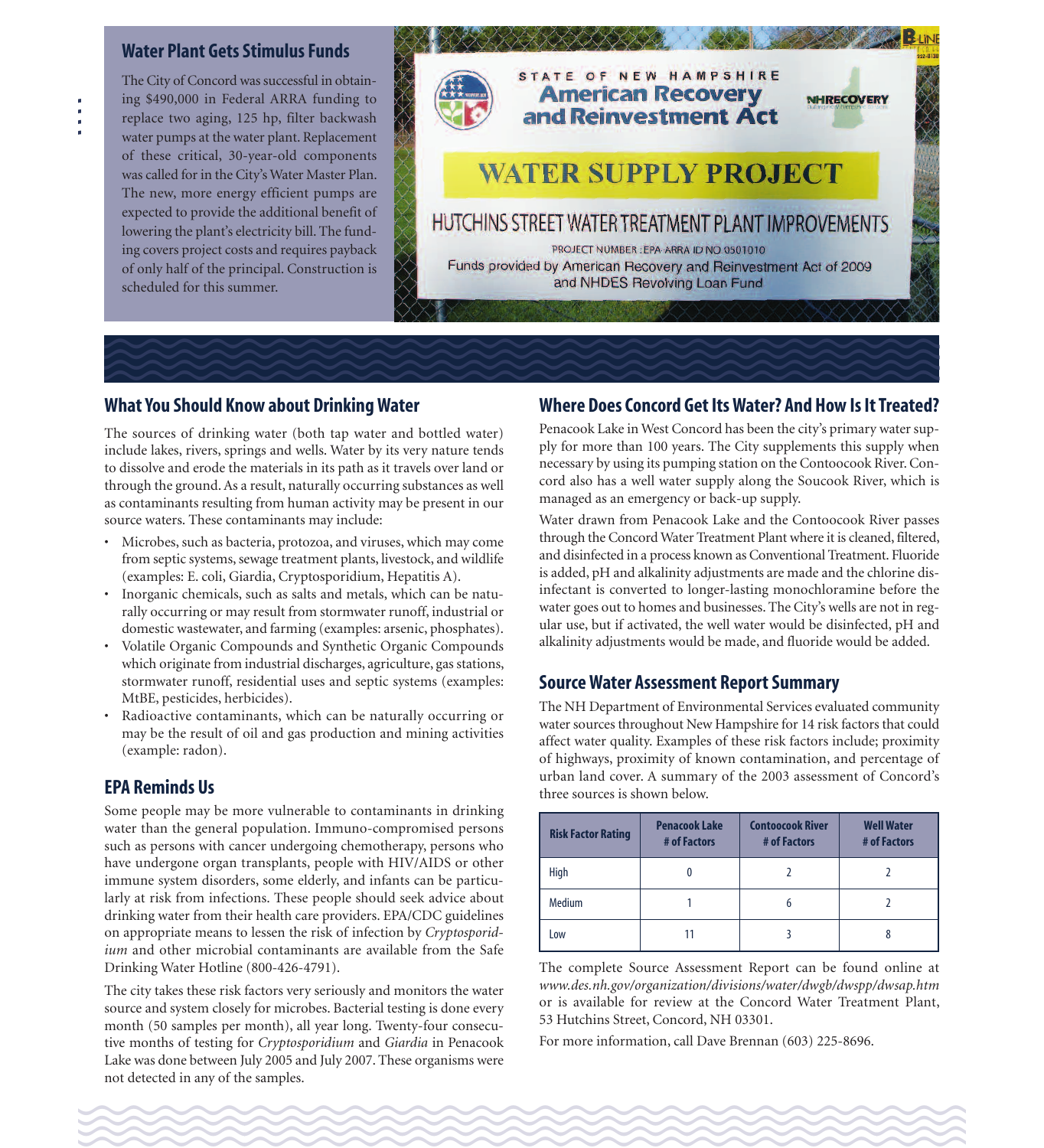## Water Plant Gets Stimulus Funds

The City of Concord was successful in obtaining $490,000 in Federal ARRA funding to replace two aging, 125 hp, filter backwash water pumps at the water plant. Replacement of these critical, 30-year-old components was called for in the City's Water Master Plan. The new, more energy efficient pumps are expected to provide the additional benefit of lowering the plant's electricity bill. The funding covers project costs and requires payback of only half of the principal. Construction is scheduled for this summer.

STATE OF NEW HAMPSHIRE
American Recovery and Reinvestment Act

NHRECOVERY

WATER SUPPLY PROJECT

HUTCHINS STREET WATER TREATMENT PLANT IMPROVEMENTS

PROJECT NUMBER : EPA ARRA ID NO 0501010

Funds provided by American Recovery and Reinvestment Act of 2009 and NHDES Revolving Loan Fund

## What You Should Know about Drinking Water

The sources of drinking water (both tap water and bottled water) include lakes, rivers, springs and wells. Water by its very nature tends to dissolve and erode the materials in its path as it travels over land or through the ground. As a result, naturally occurring substances as well as contaminants resulting from human activity may be present in our source waters. These contaminants may include:

- Microbes, such as bacteria, protozoa, and viruses, which may come from septic systems, sewage treatment plants, livestock, and wildlife (examples: E. coli, Giardia, Cryptosporidium, Hepatitis A).
- Inorganic chemicals, such as salts and metals, which can be naturally occurring or may result from stormwater runoff, industrial or domestic wastewater, and farming (examples: arsenic, phosphates).
- Volatile Organic Compounds and Synthetic Organic Compounds which originate from industrial discharges, agriculture, gas stations, stormwater runoff, residential uses and septic systems (examples: MtBE, pesticides, herbicides).
- Radioactive contaminants, which can be naturally occurring or may be the result of oil and gas production and mining activities (example: radon).

## EPA Reminds Us

Some people may be more vulnerable to contaminants in drinking water than the general population. Immuno-compromised persons such as persons with cancer undergoing chemotherapy, persons who have undergone organ transplants, people with HIV/AIDS or other immune system disorders, some elderly, and infants can be particularly at risk from infections. These people should seek advice about drinking water from their health care providers. EPA/CDC guidelines on appropriate means to lessen the risk of infection by *Cryptosporidium* and other microbial contaminants are available from the Safe Drinking Water Hotline (800-426-4791).

The city takes these risk factors very seriously and monitors the water source and system closely for microbes. Bacterial testing is done every month (50 samples per month), all year long. Twenty-four consecutive months of testing for *Cryptosporidium* and *Giardia* in Penacook Lake was done between July 2005 and July 2007. These organisms were not detected in any of the samples.

## Where Does Concord Get Its Water? And How Is It Treated?

Penacook Lake in West Concord has been the city's primary water supply for more than 100 years. The City supplements this supply when necessary by using its pumping station on the Contoocook River. Concord also has a well water supply along the Soucook River, which is managed as an emergency or back-up supply.

Water drawn from Penacook Lake and the Contoocook River passes through the Concord Water Treatment Plant where it is cleaned, filtered, and disinfected in a process known as Conventional Treatment. Fluoride is added, pH and alkalinity adjustments are made and the chlorine disinfectant is converted to longer-lasting monochloramine before the water goes out to homes and businesses. The City's wells are not in regular use, but if activated, the well water would be disinfected, pH and alkalinity adjustments would be made, and fluoride would be added.

## Source Water Assessment Report Summary

The NH Department of Environmental Services evaluated community water sources throughout New Hampshire for 14 risk factors that could affect water quality. Examples of these risk factors include; proximity of highways, proximity of known contamination, and percentage of urban land cover. A summary of the 2003 assessment of Concord's three sources is shown below.

| Risk Factor Rating | Penacook Lake # of Factors | Contoocook River # of Factors | Well Water # of Factors |
|---|---|---|---|
| High | 0 | 2 | 2 |
| Medium | 1 | 6 | 2 |
| Low | 11 | 3 | 8 |

The complete Source Assessment Report can be found online at *www.des.nh.gov/organization/divisions/water/dwgb/dwspp/dwsap.htm* or is available for review at the Concord Water Treatment Plant, 53 Hutchins Street, Concord, NH 03301.

For more information, call Dave Brennan (603) 225-8696.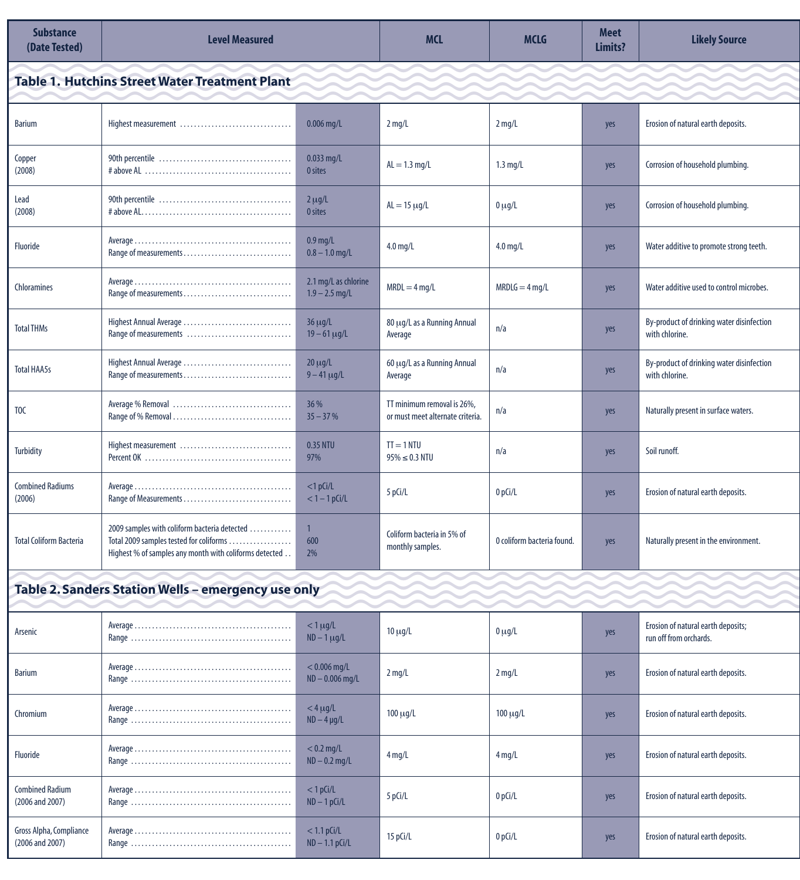| Substance (Date Tested) | Level Measured | | MCL | MCLG | Meet Limits? | Likely Source |
|---|---|---|---|---|---|---|
| **Table 1. Hutchins Street Water Treatment Plant** | | | | | | |
| Barium | Highest measurement | 0.006 mg/L | 2 mg/L | 2 mg/L | yes | Erosion of natural earth deposits. |
| Copper (2008) | 90th percentile<br># above AL | 0.033 mg/L<br>0 sites | AL = 1.3 mg/L | 1.3 mg/L | yes | Corrosion of household plumbing. |
| Lead (2008) | 90th percentile<br># above AL | 2 μg/L<br>0 sites | AL = 15 μg/L | 0 μg/L | yes | Corrosion of household plumbing. |
| Fluoride | Average<br>Range of measurements | 0.9 mg/L<br>0.8 – 1.0 mg/L | 4.0 mg/L | 4.0 mg/L | yes | Water additive to promote strong teeth. |
| Chloramines | Average<br>Range of measurements | 2.1 mg/L as chlorine<br>1.9 – 2.5 mg/L | MRDL = 4 mg/L | MRDLG = 4 mg/L | yes | Water additive used to control microbes. |
| Total THMs | Highest Annual Average<br>Range of measurements | 36 μg/L<br>19 – 61 μg/L | 80 μg/L as a Running Annual Average | n/a | yes | By-product of drinking water disinfection with chlorine. |
| Total HAA5s | Highest Annual Average<br>Range of measurements | 20 μg/L<br>9 – 41 μg/L | 60 μg/L as a Running Annual Average | n/a | yes | By-product of drinking water disinfection with chlorine. |
| TOC | Average % Removal<br>Range of % Removal | 36 %<br>35 – 37 % | TT minimum removal is 26%, or must meet alternate criteria. | n/a | yes | Naturally present in surface waters. |
| Turbidity | Highest measurement<br>Percent OK | 0.35 NTU<br>97% | TT = 1 NTU<br>95% ≤ 0.3 NTU | n/a | yes | Soil runoff. |
| Combined Radiums (2006) | Average<br>Range of Measurements | <1 pCi/L<br>< 1 – 1 pCi/L | 5 pCi/L | 0 pCi/L | yes | Erosion of natural earth deposits. |
| Total Coliform Bacteria | 2009 samples with coliform bacteria detected<br>Total 2009 samples tested for coliforms<br>Highest % of samples any month with coliforms detected | 1<br>600<br>2% | Coliform bacteria in 5% of monthly samples. | 0 coliform bacteria found. | yes | Naturally present in the environment. |
| **Table 2. Sanders Station Wells – emergency use only** | | | | | | |
| Arsenic | Average<br>Range | < 1 μg/L<br>ND – 1 μg/L | 10 μg/L | 0 μg/L | yes | Erosion of natural earth deposits; run off from orchards. |
| Barium | Average<br>Range | < 0.006 mg/L<br>ND – 0.006 mg/L | 2 mg/L | 2 mg/L | yes | Erosion of natural earth deposits. |
| Chromium | Average<br>Range | < 4 μg/L<br>ND – 4 μg/L | 100 μg/L | 100 μg/L | yes | Erosion of natural earth deposits. |
| Fluoride | Average<br>Range | < 0.2 mg/L<br>ND – 0.2 mg/L | 4 mg/L | 4 mg/L | yes | Erosion of natural earth deposits. |
| Combined Radium (2006 and 2007) | Average<br>Range | < 1 pCi/L<br>ND – 1 pCi/L | 5 pCi/L | 0 pCi/L | yes | Erosion of natural earth deposits. |
| Gross Alpha, Compliance (2006 and 2007) | Average<br>Range | < 1.1 pCi/L<br>ND – 1.1 pCi/L | 15 pCi/L | 0 pCi/L | yes | Erosion of natural earth deposits. |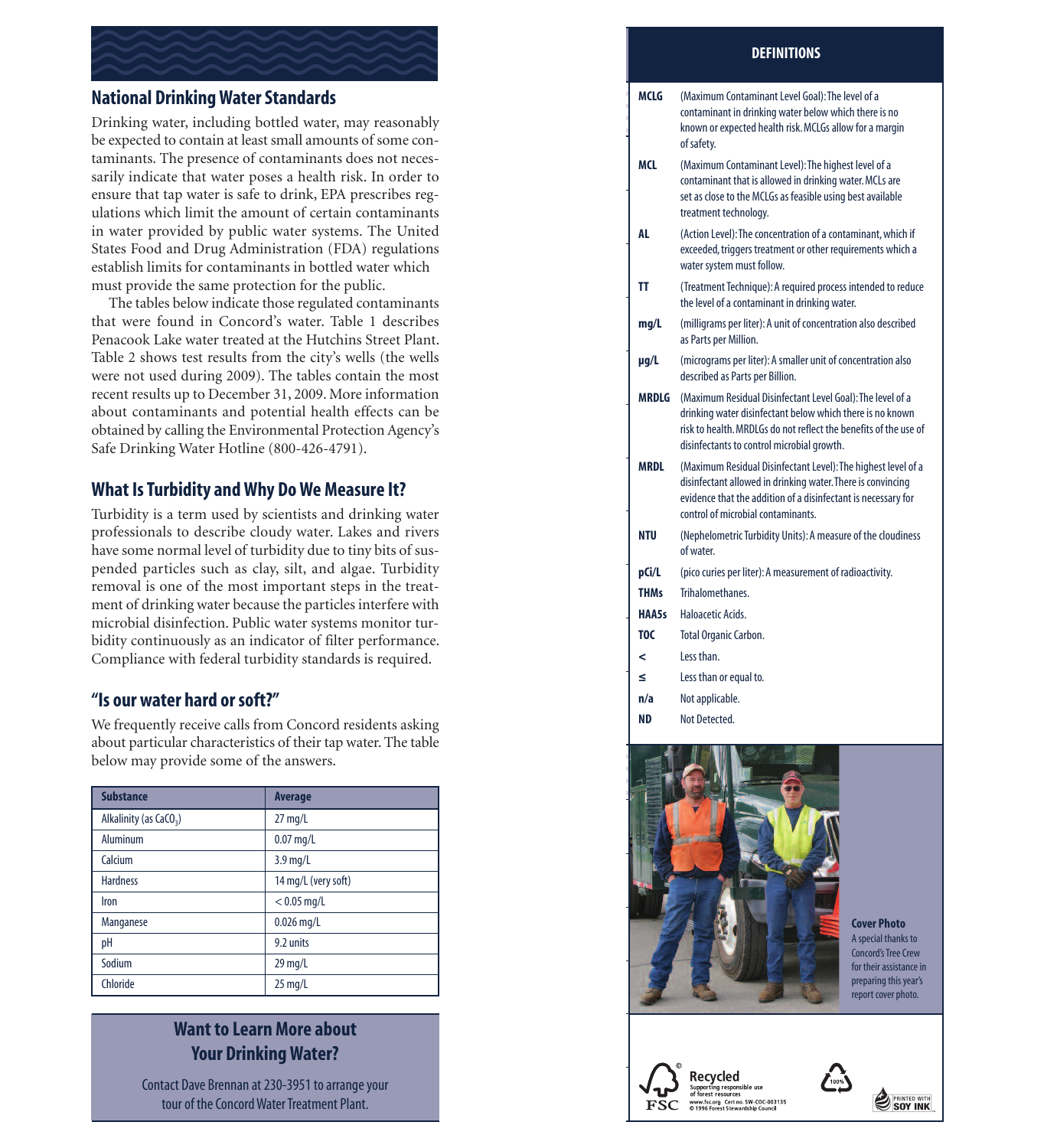## National Drinking Water Standards

Drinking water, including bottled water, may reasonably be expected to contain at least small amounts of some contaminants. The presence of contaminants does not necessarily indicate that water poses a health risk. In order to ensure that tap water is safe to drink, EPA prescribes regulations which limit the amount of certain contaminants in water provided by public water systems. The United States Food and Drug Administration (FDA) regulations establish limits for contaminants in bottled water which must provide the same protection for the public.

The tables below indicate those regulated contaminants that were found in Concord's water. Table 1 describes Penacook Lake water treated at the Hutchins Street Plant. Table 2 shows test results from the city's wells (the wells were not used during 2009). The tables contain the most recent results up to December 31, 2009. More information about contaminants and potential health effects can be obtained by calling the Environmental Protection Agency's Safe Drinking Water Hotline (800-426-4791).

## What Is Turbidity and Why Do We Measure It?

Turbidity is a term used by scientists and drinking water professionals to describe cloudy water. Lakes and rivers have some normal level of turbidity due to tiny bits of suspended particles such as clay, silt, and algae. Turbidity removal is one of the most important steps in the treatment of drinking water because the particles interfere with microbial disinfection. Public water systems monitor turbidity continuously as an indicator of filter performance. Compliance with federal turbidity standards is required.

## "Is our water hard or soft?"

We frequently receive calls from Concord residents asking about particular characteristics of their tap water. The table below may provide some of the answers.

| Substance | Average |
|---|---|
| Alkalinity (as $CaCO_3$) | 27 mg/L |
| Aluminum | 0.07 mg/L |
| Calcium | 3.9 mg/L |
| Hardness | 14 mg/L (very soft) |
| Iron | < 0.05 mg/L |
| Manganese | 0.026 mg/L |
| pH | 9.2 units |
| Sodium | 29 mg/L |
| Chloride | 25 mg/L |

## Want to Learn More about Your Drinking Water?

Contact Dave Brennan at 230-3951 to arrange your tour of the Concord Water Treatment Plant.

## DEFINITIONS

**MCLG** (Maximum Contaminant Level Goal): The level of a contaminant in drinking water below which there is no known or expected health risk. MCLGs allow for a margin of safety.

**MCL** (Maximum Contaminant Level): The highest level of a contaminant that is allowed in drinking water. MCLs are set as close to the MCLGs as feasible using best available treatment technology.

**AL** (Action Level): The concentration of a contaminant, which if exceeded, triggers treatment or other requirements which a water system must follow.

**TT** (Treatment Technique): A required process intended to reduce the level of a contaminant in drinking water.

**mg/L** (milligrams per liter): A unit of concentration also described as Parts per Million.

**µg/L** (micrograms per liter): A smaller unit of concentration also described as Parts per Billion.

**MRDLG** (Maximum Residual Disinfectant Level Goal): The level of a drinking water disinfectant below which there is no known risk to health. MRDLGs do not reflect the benefits of the use of disinfectants to control microbial growth.

**MRDL** (Maximum Residual Disinfectant Level): The highest level of a disinfectant allowed in drinking water. There is convincing evidence that the addition of a disinfectant is necessary for control of microbial contaminants.

**NTU** (Nephelometric Turbidity Units): A measure of the cloudiness of water.

**pCi/L** (pico curies per liter): A measurement of radioactivity.

**THMs** Trihalomethanes.

**HAA5s** Haloacetic Acids.

**TOC** Total Organic Carbon.

**<** Less than.

**≤** Less than or equal to.

**n/a** Not applicable.

**ND** Not Detected.

**Cover Photo**
A special thanks to Concord's Tree Crew for their assistance in preparing this year's report cover photo.

Recycled
Supporting responsible use of forest resources
www.fsc.org Cert no. SW-COC-003135
© 1996 Forest Stewardship Council

PRINTED WITH SOY INK